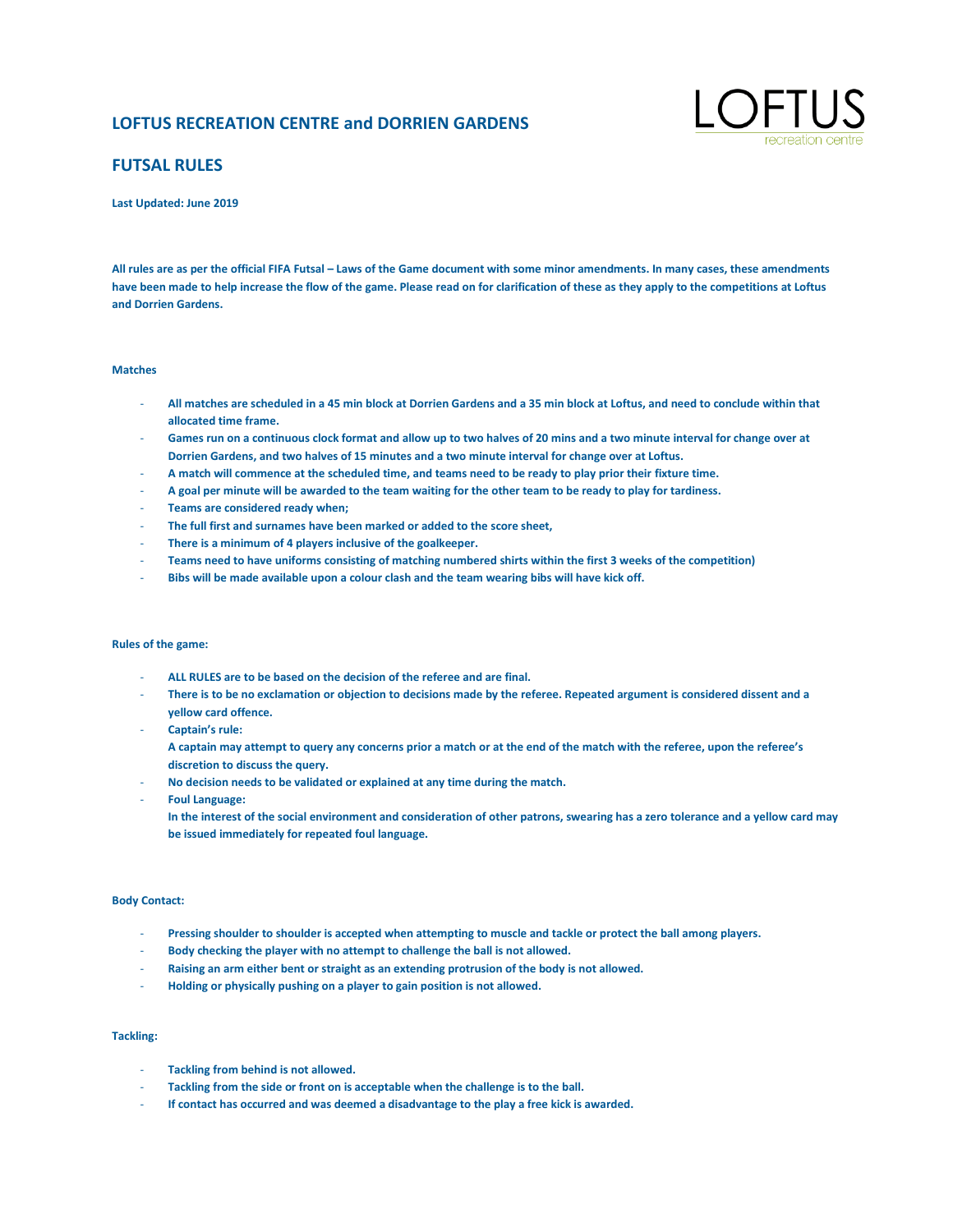# LOFTUS RECREATION CENTRE and DORRIEN GARDENS

LOFTUS recreation centre

## FUTSAL RULES

**Last Updated: June 2019**

**All rules are as per the official FIFA Futsal – Laws of the Game document with some minor amendments. In many cases, these amendments have been made to help increase the flow of the game. Please read on for clarification of these as they apply to the competitions at Loftus and Dorrien Gardens.**

### Matches

- **All matches are scheduled in a 45 min block at Dorrien Gardens and a 35 min block at Loftus, and need to conclude within that allocated time frame.**
- **Games run on a continuous clock format and allow up to two halves of 20 mins and a two minute interval for change over at Dorrien Gardens, and two halves of 15 minutes and a two minute interval for change over at Loftus.**
- **A match will commence at the scheduled time, and teams need to be ready to play prior their fixture time.**
- **A goal per minute will be awarded to the team waiting for the other team to be ready to play for tardiness.**
- **Teams are considered ready when;**
- **The full first and surnames have been marked or added to the score sheet,**
- **There is a minimum of 4 players inclusive of the goalkeeper.**
- **Teams need to have uniforms consisting of matching numbered shirts within the first 3 weeks of the competition)**
- **Bibs will be made available upon a colour clash and the team wearing bibs will have kick off.**

### Rules of the game:

- **ALL RULES are to be based on the decision of the referee and are final.**
- **There is to be no exclamation or objection to decisions made by the referee. Repeated argument is considered dissent and a yellow card offence.**
- **Captain's rule:**
  **A captain may attempt to query any concerns prior a match or at the end of the match with the referee, upon the referee's discretion to discuss the query.**
- **No decision needs to be validated or explained at any time during the match.**
- **Foul Language:**
  **In the interest of the social environment and consideration of other patrons, swearing has a zero tolerance and a yellow card may be issued immediately for repeated foul language.**

### Body Contact:

- **Pressing shoulder to shoulder is accepted when attempting to muscle and tackle or protect the ball among players.**
- **Body checking the player with no attempt to challenge the ball is not allowed.**
- **Raising an arm either bent or straight as an extending protrusion of the body is not allowed.**
- **Holding or physically pushing on a player to gain position is not allowed.**

### Tackling:

- **Tackling from behind is not allowed.**
- **Tackling from the side or front on is acceptable when the challenge is to the ball.**
- **If contact has occurred and was deemed a disadvantage to the play a free kick is awarded.**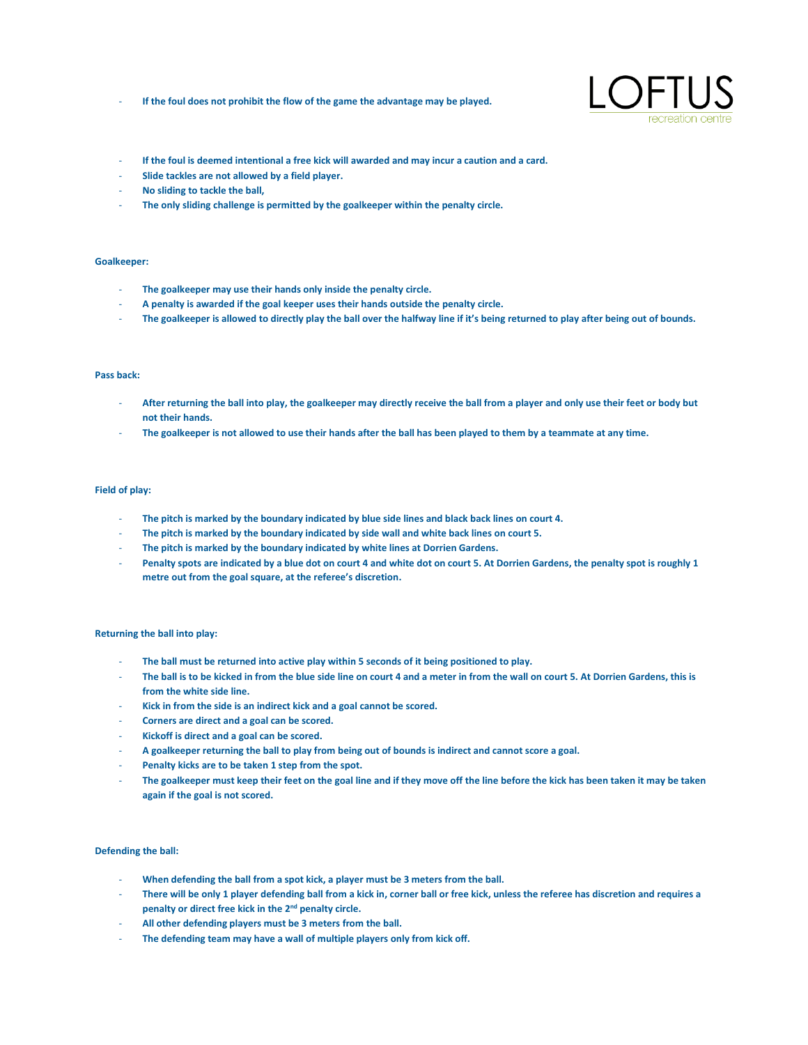- If the foul does not prohibit the flow of the game the advantage may be played.

- If the foul is deemed intentional a free kick will awarded and may incur a caution and a card.
- Slide tackles are not allowed by a field player.
- No sliding to tackle the ball,
- The only sliding challenge is permitted by the goalkeeper within the penalty circle.

**Goalkeeper:**

- The goalkeeper may use their hands only inside the penalty circle.
- A penalty is awarded if the goal keeper uses their hands outside the penalty circle.
- The goalkeeper is allowed to directly play the ball over the halfway line if it's being returned to play after being out of bounds.

**Pass back:**

- After returning the ball into play, the goalkeeper may directly receive the ball from a player and only use their feet or body but not their hands.
- The goalkeeper is not allowed to use their hands after the ball has been played to them by a teammate at any time.

**Field of play:**

- The pitch is marked by the boundary indicated by blue side lines and black back lines on court 4.
- The pitch is marked by the boundary indicated by side wall and white back lines on court 5.
- The pitch is marked by the boundary indicated by white lines at Dorrien Gardens.
- Penalty spots are indicated by a blue dot on court 4 and white dot on court 5. At Dorrien Gardens, the penalty spot is roughly 1 metre out from the goal square, at the referee's discretion.

**Returning the ball into play:**

- The ball must be returned into active play within 5 seconds of it being positioned to play.
- The ball is to be kicked in from the blue side line on court 4 and a meter in from the wall on court 5. At Dorrien Gardens, this is from the white side line.
- Kick in from the side is an indirect kick and a goal cannot be scored.
- Corners are direct and a goal can be scored.
- Kickoff is direct and a goal can be scored.
- A goalkeeper returning the ball to play from being out of bounds is indirect and cannot score a goal.
- Penalty kicks are to be taken 1 step from the spot.
- The goalkeeper must keep their feet on the goal line and if they move off the line before the kick has been taken it may be taken again if the goal is not scored.

**Defending the ball:**

- When defending the ball from a spot kick, a player must be 3 meters from the ball.
- There will be only 1 player defending ball from a kick in, corner ball or free kick, unless the referee has discretion and requires a penalty or direct free kick in the 2nd penalty circle.
- All other defending players must be 3 meters from the ball.
- The defending team may have a wall of multiple players only from kick off.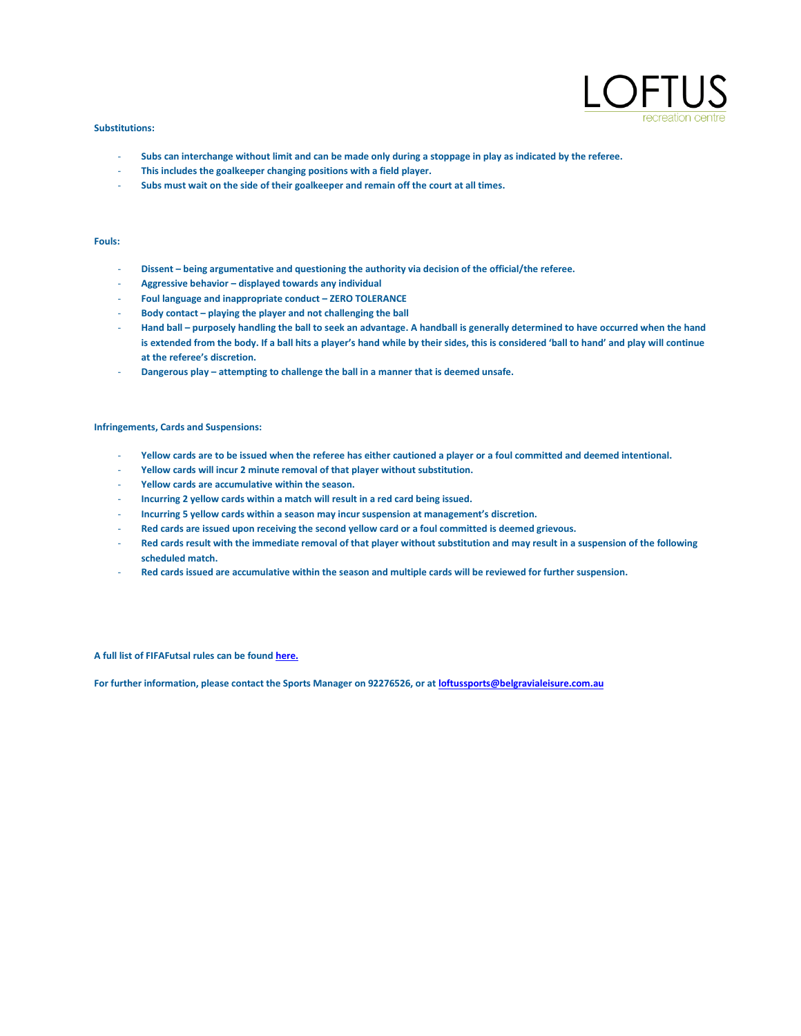**Substitutions:**

- **Subs can interchange without limit and can be made only during a stoppage in play as indicated by the referee.**
- **This includes the goalkeeper changing positions with a field player.**
- **Subs must wait on the side of their goalkeeper and remain off the court at all times.**

**Fouls:**

- **Dissent – being argumentative and questioning the authority via decision of the official/the referee.**
- **Aggressive behavior – displayed towards any individual**
- **Foul language and inappropriate conduct – ZERO TOLERANCE**
- **Body contact – playing the player and not challenging the ball**
- **Hand ball – purposely handling the ball to seek an advantage. A handball is generally determined to have occurred when the hand is extended from the body. If a ball hits a player's hand while by their sides, this is considered 'ball to hand' and play will continue at the referee's discretion.**
- **Dangerous play – attempting to challenge the ball in a manner that is deemed unsafe.**

**Infringements, Cards and Suspensions:**

- **Yellow cards are to be issued when the referee has either cautioned a player or a foul committed and deemed intentional.**
- **Yellow cards will incur 2 minute removal of that player without substitution.**
- **Yellow cards are accumulative within the season.**
- **Incurring 2 yellow cards within a match will result in a red card being issued.**
- **Incurring 5 yellow cards within a season may incur suspension at management's discretion.**
- **Red cards are issued upon receiving the second yellow card or a foul committed is deemed grievous.**
- **Red cards result with the immediate removal of that player without substitution and may result in a suspension of the following scheduled match.**
- **Red cards issued are accumulative within the season and multiple cards will be reviewed for further suspension.**

**A full list of FIFAFutsal rules can be found here.**

**For further information, please contact the Sports Manager on 92276526, or at loftussports@belgravialeisure.com.au**